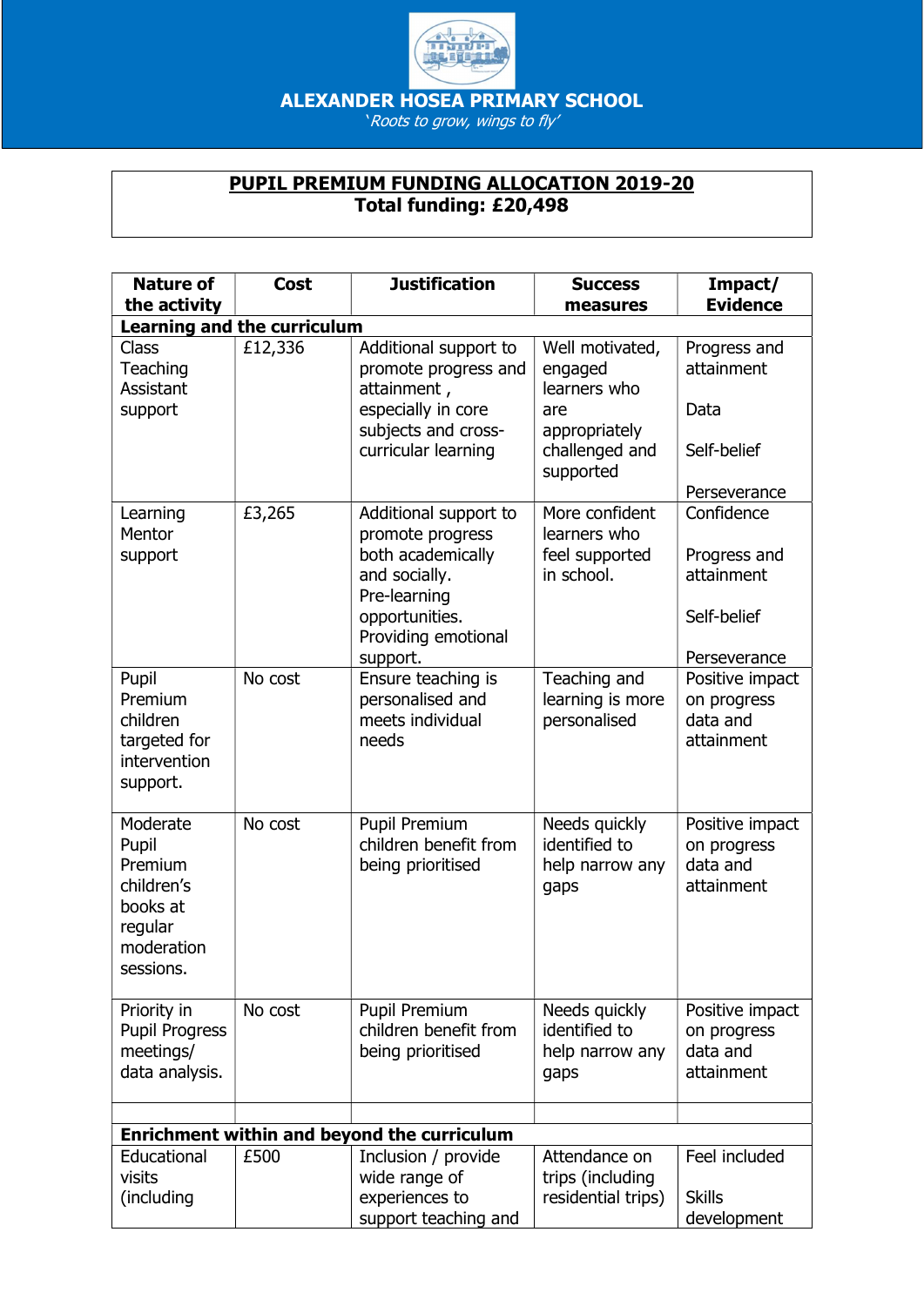**ALEXANDER HOSEA PRIMARY SCHOOL**

*'Roots to grow, wings to fly'*

## PUPIL PREMIUM FUNDING ALLOCATION 2019-20

**Total funding: £20,498**

| Nature of the activity | Cost | Justification | Success measures | Impact/ Evidence |
|---|---|---|---|---|
| **Learning and the curriculum** | | | | |
| Class Teaching Assistant support | £12,336 | Additional support to promote progress and attainment , especially in core subjects and cross-curricular learning | Well motivated, engaged learners who are appropriately challenged and supported | Progress and attainment<br><br>Data<br><br>Self-belief<br><br>Perseverance |
| Learning Mentor support | £3,265 | Additional support to promote progress both academically and socially. Pre-learning opportunities. Providing emotional support. | More confident learners who feel supported in school. | Confidence<br><br>Progress and attainment<br><br>Self-belief<br><br>Perseverance |
| Pupil Premium children targeted for intervention support. | No cost | Ensure teaching is personalised and meets individual needs | Teaching and learning is more personalised | Positive impact on progress data and attainment |
| Moderate Pupil Premium children's books at regular moderation sessions. | No cost | Pupil Premium children benefit from being prioritised | Needs quickly identified to help narrow any gaps | Positive impact on progress data and attainment |
| Priority in Pupil Progress meetings/ data analysis. | No cost | Pupil Premium children benefit from being prioritised | Needs quickly identified to help narrow any gaps | Positive impact on progress data and attainment |
| | | | | |
| **Enrichment within and beyond the curriculum** | | | | |
| Educational visits (including | £500 | Inclusion / provide wide range of experiences to support teaching and | Attendance on trips (including residential trips) | Feel included<br><br>Skills development |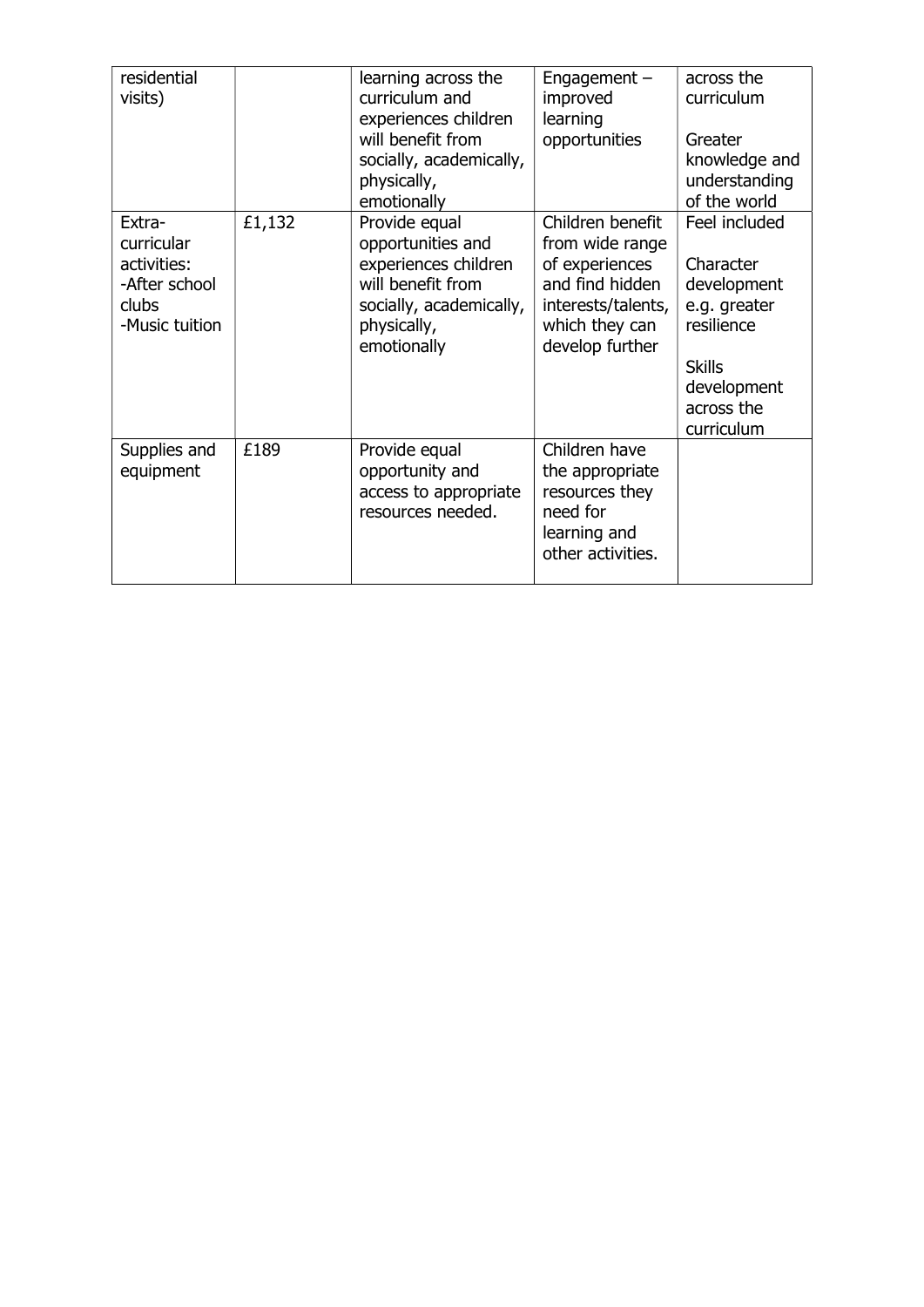| | | | | |
|---|---|---|---|---|
| residential visits) | | learning across the curriculum and experiences children will benefit from socially, academically, physically, emotionally | Engagement – improved learning opportunities | across the curriculum<br><br>Greater knowledge and understanding of the world |
| Extra-curricular activities:<br>-After school clubs<br>-Music tuition | £1,132 | Provide equal opportunities and experiences children will benefit from socially, academically, physically, emotionally | Children benefit from wide range of experiences and find hidden interests/talents, which they can develop further | Feel included<br><br>Character development e.g. greater resilience<br><br>Skills development across the curriculum |
| Supplies and equipment | £189 | Provide equal opportunity and access to appropriate resources needed. | Children have the appropriate resources they need for learning and other activities. | |